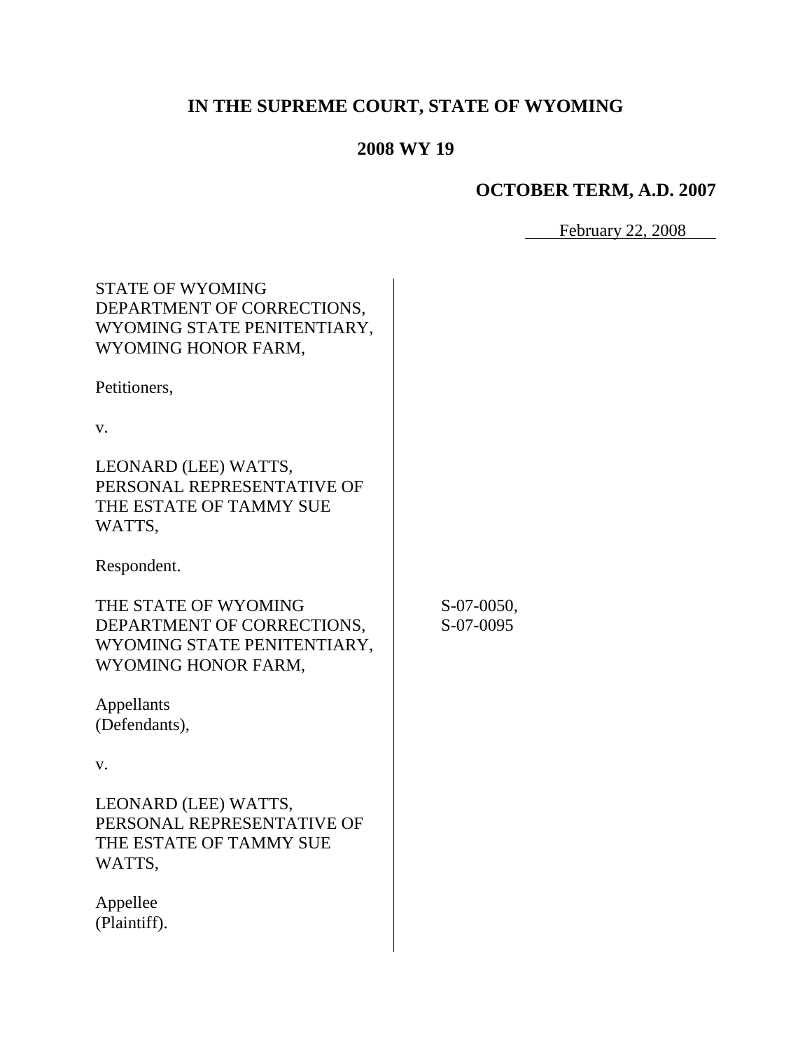**IN THE SUPREME COURT, STATE OF WYOMING**

**2008 WY 19**

**OCTOBER TERM, A.D. 2007**

February 22, 2008

STATE OF WYOMING DEPARTMENT OF CORRECTIONS, WYOMING STATE PENITENTIARY, WYOMING HONOR FARM,

Petitioners,

v.

LEONARD (LEE) WATTS, PERSONAL REPRESENTATIVE OF THE ESTATE OF TAMMY SUE WATTS,

Respondent.

THE STATE OF WYOMING DEPARTMENT OF CORRECTIONS, WYOMING STATE PENITENTIARY, WYOMING HONOR FARM,

Appellants (Defendants),

v.

LEONARD (LEE) WATTS, PERSONAL REPRESENTATIVE OF THE ESTATE OF TAMMY SUE WATTS,

Appellee (Plaintiff).

S-07-0050, S-07-0095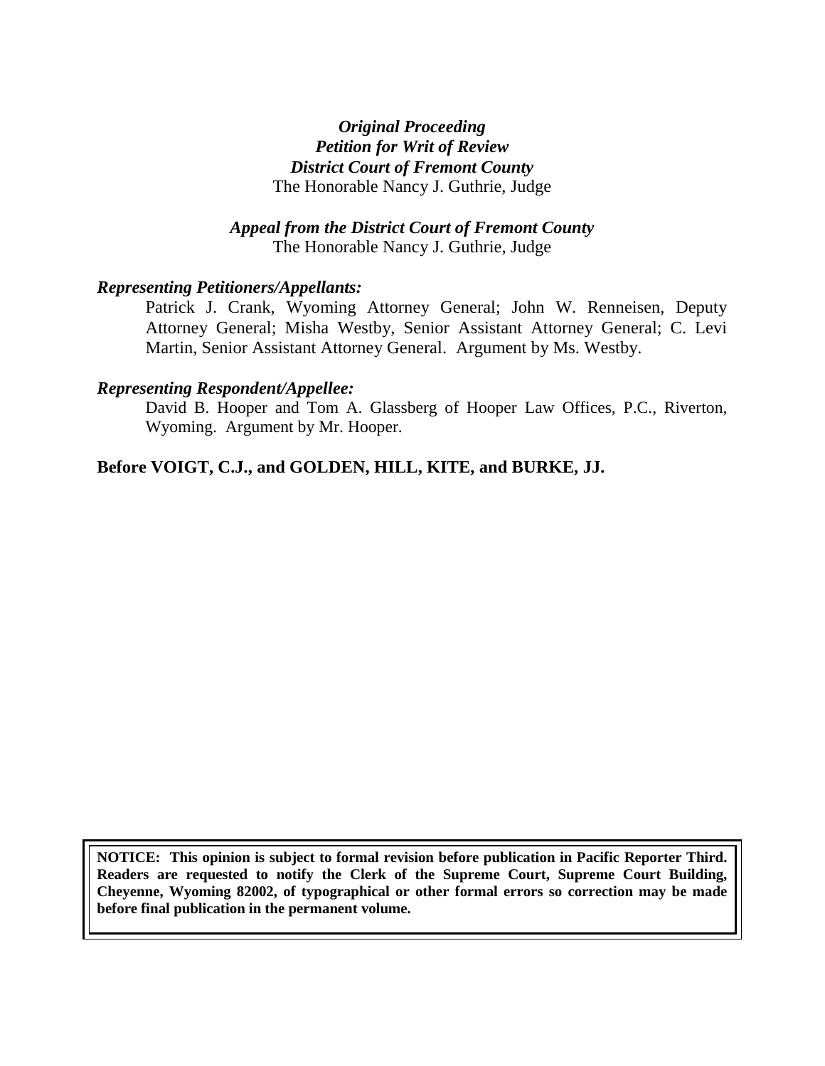***Original Proceeding***
***Petition for Writ of Review***
***District Court of Fremont County***
The Honorable Nancy J. Guthrie, Judge

***Appeal from the District Court of Fremont County***
The Honorable Nancy J. Guthrie, Judge

***Representing Petitioners/Appellants:***

Patrick J. Crank, Wyoming Attorney General; John W. Renneisen, Deputy Attorney General; Misha Westby, Senior Assistant Attorney General; C. Levi Martin, Senior Assistant Attorney General. Argument by Ms. Westby.

***Representing Respondent/Appellee:***

David B. Hooper and Tom A. Glassberg of Hooper Law Offices, P.C., Riverton, Wyoming. Argument by Mr. Hooper.

**Before VOIGT, C.J., and GOLDEN, HILL, KITE, and BURKE, JJ.**

**NOTICE: This opinion is subject to formal revision before publication in Pacific Reporter Third. Readers are requested to notify the Clerk of the Supreme Court, Supreme Court Building, Cheyenne, Wyoming 82002, of typographical or other formal errors so correction may be made before final publication in the permanent volume.**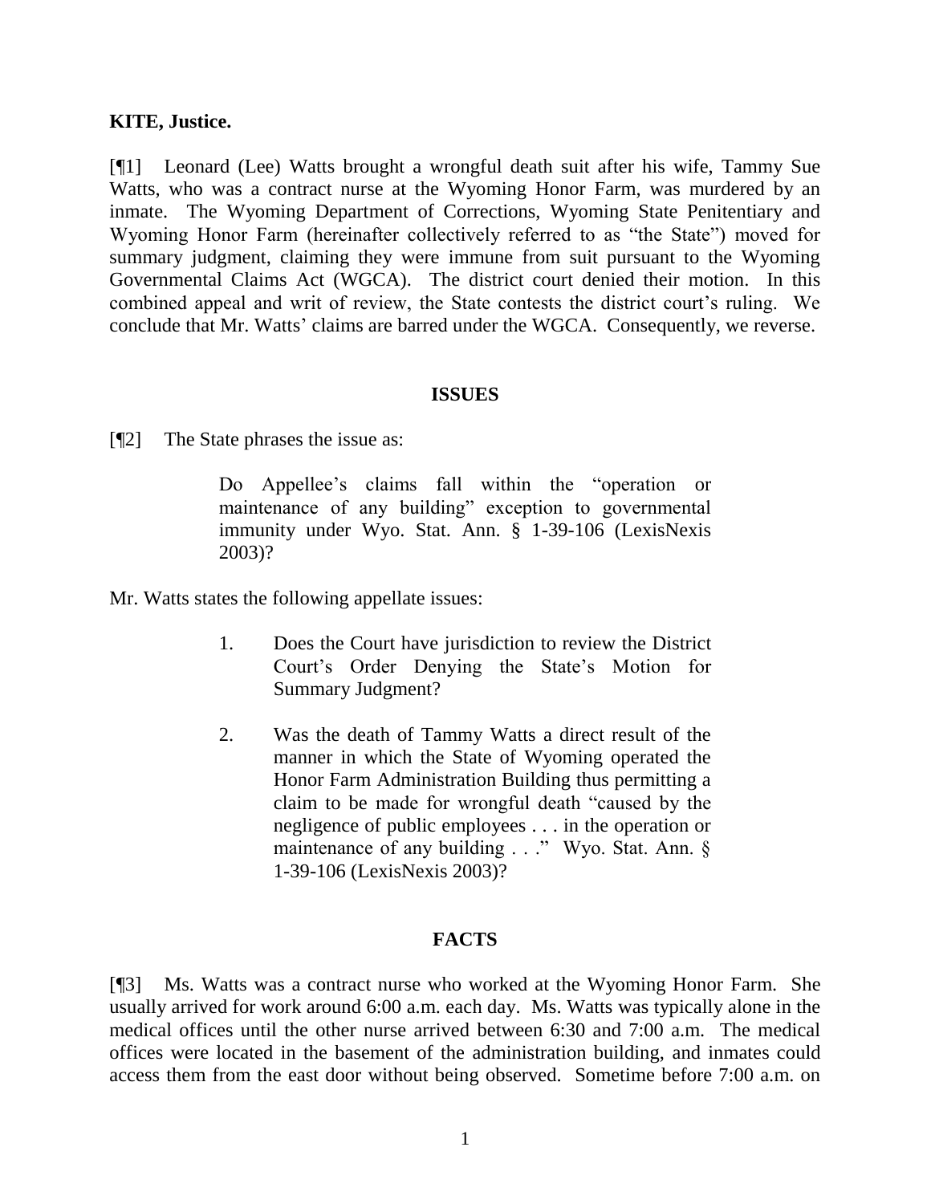**KITE, Justice.**

[¶1] Leonard (Lee) Watts brought a wrongful death suit after his wife, Tammy Sue Watts, who was a contract nurse at the Wyoming Honor Farm, was murdered by an inmate. The Wyoming Department of Corrections, Wyoming State Penitentiary and Wyoming Honor Farm (hereinafter collectively referred to as "the State") moved for summary judgment, claiming they were immune from suit pursuant to the Wyoming Governmental Claims Act (WGCA). The district court denied their motion. In this combined appeal and writ of review, the State contests the district court's ruling. We conclude that Mr. Watts' claims are barred under the WGCA. Consequently, we reverse.

## ISSUES

[¶2] The State phrases the issue as:

> Do Appellee's claims fall within the "operation or maintenance of any building" exception to governmental immunity under Wyo. Stat. Ann. § 1-39-106 (LexisNexis 2003)?

Mr. Watts states the following appellate issues:

> 1. Does the Court have jurisdiction to review the District Court's Order Denying the State's Motion for Summary Judgment?
>
> 2. Was the death of Tammy Watts a direct result of the manner in which the State of Wyoming operated the Honor Farm Administration Building thus permitting a claim to be made for wrongful death "caused by the negligence of public employees . . . in the operation or maintenance of any building . . ." Wyo. Stat. Ann. § 1-39-106 (LexisNexis 2003)?

## FACTS

[¶3] Ms. Watts was a contract nurse who worked at the Wyoming Honor Farm. She usually arrived for work around 6:00 a.m. each day. Ms. Watts was typically alone in the medical offices until the other nurse arrived between 6:30 and 7:00 a.m. The medical offices were located in the basement of the administration building, and inmates could access them from the east door without being observed. Sometime before 7:00 a.m. on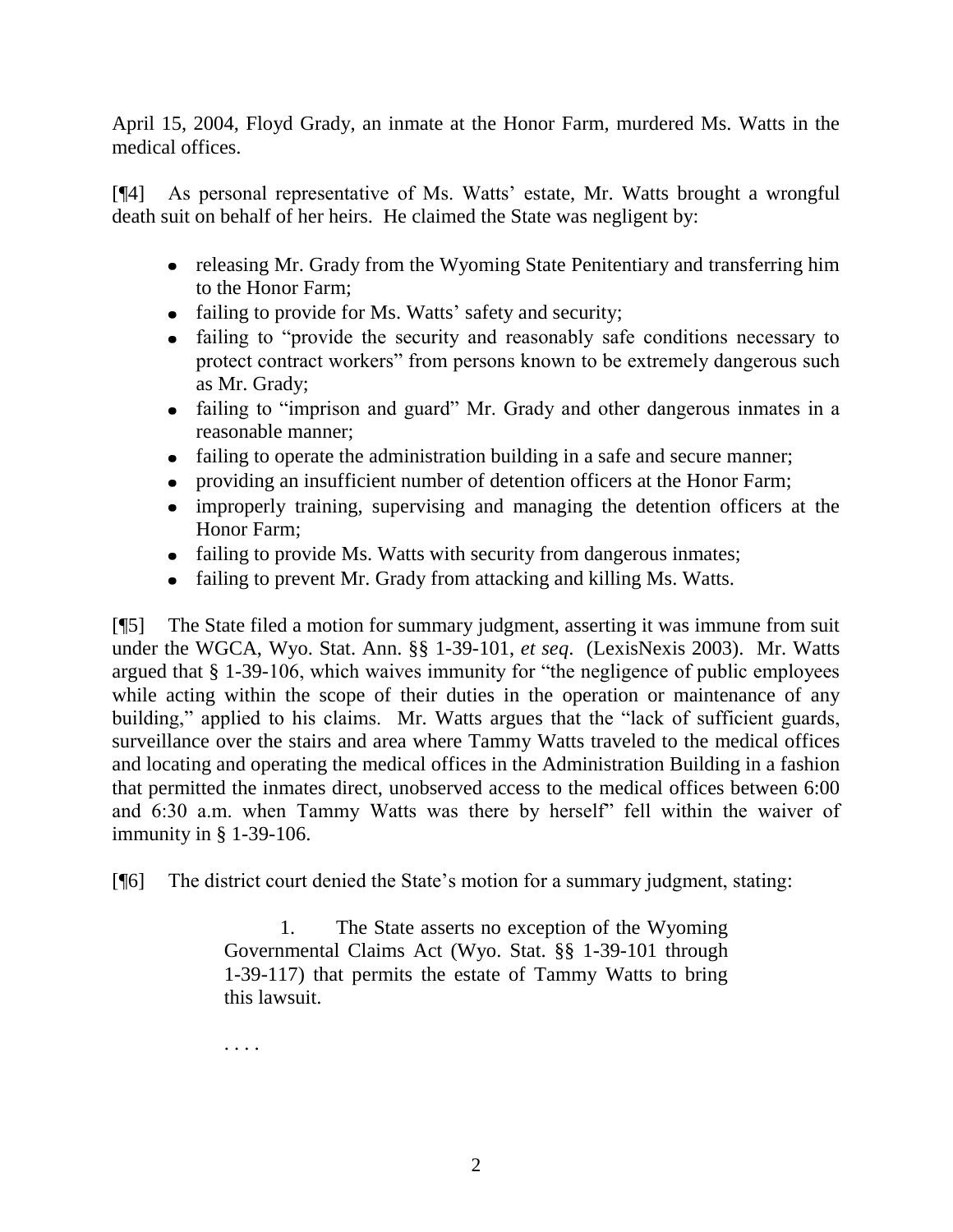April 15, 2004, Floyd Grady, an inmate at the Honor Farm, murdered Ms. Watts in the medical offices.

[¶4] As personal representative of Ms. Watts' estate, Mr. Watts brought a wrongful death suit on behalf of her heirs. He claimed the State was negligent by:

- releasing Mr. Grady from the Wyoming State Penitentiary and transferring him to the Honor Farm;
- failing to provide for Ms. Watts' safety and security;
- failing to "provide the security and reasonably safe conditions necessary to protect contract workers" from persons known to be extremely dangerous such as Mr. Grady;
- failing to "imprison and guard" Mr. Grady and other dangerous inmates in a reasonable manner;
- failing to operate the administration building in a safe and secure manner;
- providing an insufficient number of detention officers at the Honor Farm;
- improperly training, supervising and managing the detention officers at the Honor Farm;
- failing to provide Ms. Watts with security from dangerous inmates;
- failing to prevent Mr. Grady from attacking and killing Ms. Watts.

[¶5] The State filed a motion for summary judgment, asserting it was immune from suit under the WGCA, Wyo. Stat. Ann. §§ 1-39-101, *et seq.* (LexisNexis 2003). Mr. Watts argued that § 1-39-106, which waives immunity for "the negligence of public employees while acting within the scope of their duties in the operation or maintenance of any building," applied to his claims. Mr. Watts argues that the "lack of sufficient guards, surveillance over the stairs and area where Tammy Watts traveled to the medical offices and locating and operating the medical offices in the Administration Building in a fashion that permitted the inmates direct, unobserved access to the medical offices between 6:00 and 6:30 a.m. when Tammy Watts was there by herself" fell within the waiver of immunity in § 1-39-106.

[¶6] The district court denied the State's motion for a summary judgment, stating:

> 1. The State asserts no exception of the Wyoming Governmental Claims Act (Wyo. Stat. §§ 1-39-101 through 1-39-117) that permits the estate of Tammy Watts to bring this lawsuit.
>
> . . . .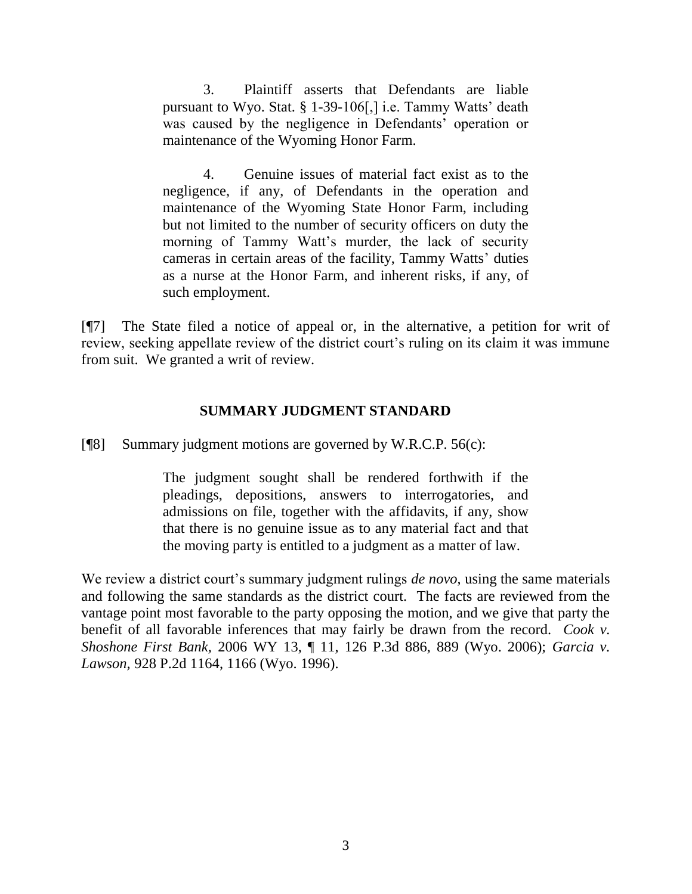> 3. Plaintiff asserts that Defendants are liable pursuant to Wyo. Stat. § 1-39-106[,] i.e. Tammy Watts' death was caused by the negligence in Defendants' operation or maintenance of the Wyoming Honor Farm.
>
> 4. Genuine issues of material fact exist as to the negligence, if any, of Defendants in the operation and maintenance of the Wyoming State Honor Farm, including but not limited to the number of security officers on duty the morning of Tammy Watt's murder, the lack of security cameras in certain areas of the facility, Tammy Watts' duties as a nurse at the Honor Farm, and inherent risks, if any, of such employment.

[¶7] The State filed a notice of appeal or, in the alternative, a petition for writ of review, seeking appellate review of the district court's ruling on its claim it was immune from suit. We granted a writ of review.

## SUMMARY JUDGMENT STANDARD

[¶8] Summary judgment motions are governed by W.R.C.P. 56(c):

> The judgment sought shall be rendered forthwith if the pleadings, depositions, answers to interrogatories, and admissions on file, together with the affidavits, if any, show that there is no genuine issue as to any material fact and that the moving party is entitled to a judgment as a matter of law.

We review a district court's summary judgment rulings *de novo*, using the same materials and following the same standards as the district court. The facts are reviewed from the vantage point most favorable to the party opposing the motion, and we give that party the benefit of all favorable inferences that may fairly be drawn from the record. *Cook v. Shoshone First Bank*, 2006 WY 13, ¶ 11, 126 P.3d 886, 889 (Wyo. 2006); *Garcia v. Lawson*, 928 P.2d 1164, 1166 (Wyo. 1996).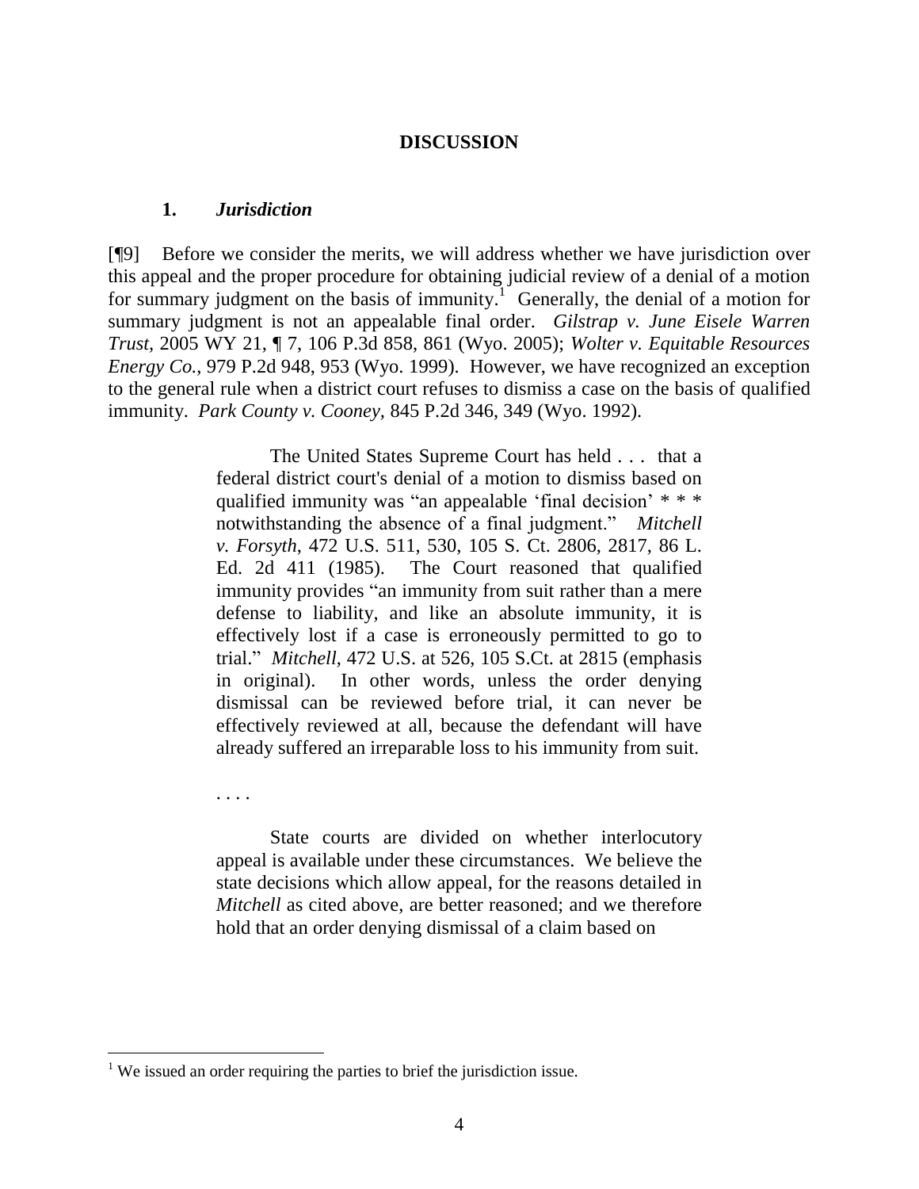## DISCUSSION

### 1. *Jurisdiction*

[¶9] Before we consider the merits, we will address whether we have jurisdiction over this appeal and the proper procedure for obtaining judicial review of a denial of a motion for summary judgment on the basis of immunity.[1] Generally, the denial of a motion for summary judgment is not an appealable final order. *Gilstrap v. June Eisele Warren Trust*, 2005 WY 21, ¶ 7, 106 P.3d 858, 861 (Wyo. 2005); *Wolter v. Equitable Resources Energy Co.*, 979 P.2d 948, 953 (Wyo. 1999). However, we have recognized an exception to the general rule when a district court refuses to dismiss a case on the basis of qualified immunity. *Park County v. Cooney*, 845 P.2d 346, 349 (Wyo. 1992).

> The United States Supreme Court has held . . . that a federal district court's denial of a motion to dismiss based on qualified immunity was "an appealable 'final decision' * * * notwithstanding the absence of a final judgment." *Mitchell v. Forsyth*, 472 U.S. 511, 530, 105 S. Ct. 2806, 2817, 86 L. Ed. 2d 411 (1985). The Court reasoned that qualified immunity provides "an immunity from suit rather than a mere defense to liability, and like an absolute immunity, it is effectively lost if a case is erroneously permitted to go to trial." *Mitchell*, 472 U.S. at 526, 105 S.Ct. at 2815 (emphasis in original). In other words, unless the order denying dismissal can be reviewed before trial, it can never be effectively reviewed at all, because the defendant will have already suffered an irreparable loss to his immunity from suit.
>
> . . . .
>
> State courts are divided on whether interlocutory appeal is available under these circumstances. We believe the state decisions which allow appeal, for the reasons detailed in *Mitchell* as cited above, are better reasoned; and we therefore hold that an order denying dismissal of a claim based on

---

[1] We issued an order requiring the parties to brief the jurisdiction issue.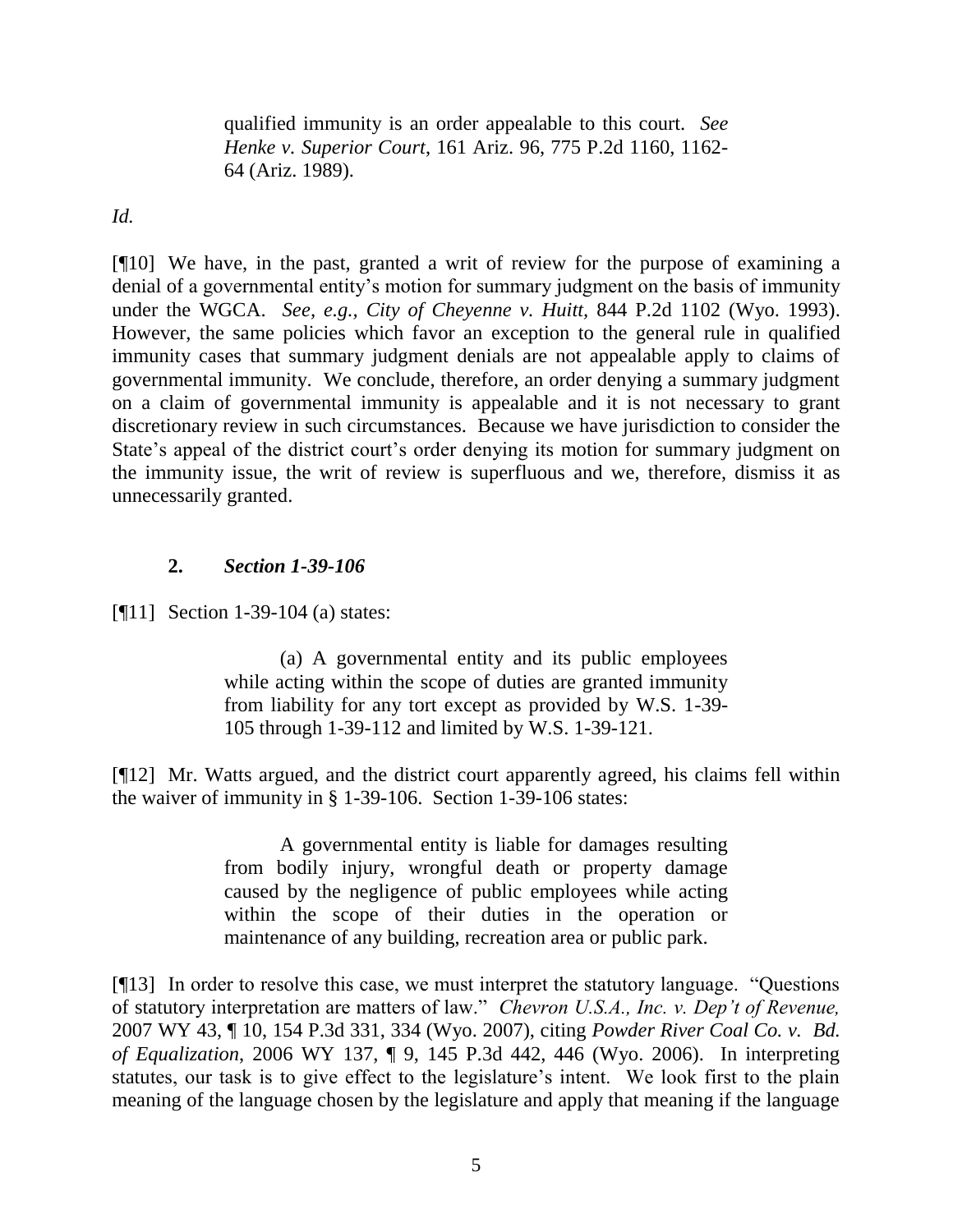> qualified immunity is an order appealable to this court. *See Henke v. Superior Court*, 161 Ariz. 96, 775 P.2d 1160, 1162-64 (Ariz. 1989).

*Id.*

[¶10] We have, in the past, granted a writ of review for the purpose of examining a denial of a governmental entity's motion for summary judgment on the basis of immunity under the WGCA. *See, e.g., City of Cheyenne v. Huitt*, 844 P.2d 1102 (Wyo. 1993). However, the same policies which favor an exception to the general rule in qualified immunity cases that summary judgment denials are not appealable apply to claims of governmental immunity. We conclude, therefore, an order denying a summary judgment on a claim of governmental immunity is appealable and it is not necessary to grant discretionary review in such circumstances. Because we have jurisdiction to consider the State's appeal of the district court's order denying its motion for summary judgment on the immunity issue, the writ of review is superfluous and we, therefore, dismiss it as unnecessarily granted.

### 2. *Section 1-39-106*

[¶11] Section 1-39-104 (a) states:

> (a) A governmental entity and its public employees while acting within the scope of duties are granted immunity from liability for any tort except as provided by W.S. 1-39-105 through 1-39-112 and limited by W.S. 1-39-121.

[¶12] Mr. Watts argued, and the district court apparently agreed, his claims fell within the waiver of immunity in § 1-39-106. Section 1-39-106 states:

> A governmental entity is liable for damages resulting from bodily injury, wrongful death or property damage caused by the negligence of public employees while acting within the scope of their duties in the operation or maintenance of any building, recreation area or public park.

[¶13] In order to resolve this case, we must interpret the statutory language. "Questions of statutory interpretation are matters of law." *Chevron U.S.A., Inc. v. Dep't of Revenue,* 2007 WY 43, ¶ 10, 154 P.3d 331, 334 (Wyo. 2007), citing *Powder River Coal Co. v. Bd. of Equalization*, 2006 WY 137, ¶ 9, 145 P.3d 442, 446 (Wyo. 2006). In interpreting statutes, our task is to give effect to the legislature's intent. We look first to the plain meaning of the language chosen by the legislature and apply that meaning if the language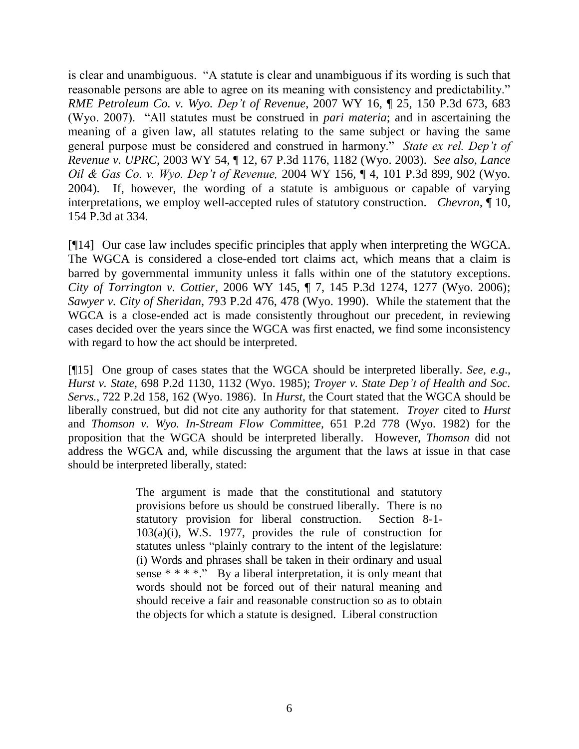is clear and unambiguous. "A statute is clear and unambiguous if its wording is such that reasonable persons are able to agree on its meaning with consistency and predictability." *RME Petroleum Co. v. Wyo. Dep't of Revenue*, 2007 WY 16, ¶ 25, 150 P.3d 673, 683 (Wyo. 2007). "All statutes must be construed in *pari materia*; and in ascertaining the meaning of a given law, all statutes relating to the same subject or having the same general purpose must be considered and construed in harmony." *State ex rel. Dep't of Revenue v. UPRC,* 2003 WY 54, ¶ 12, 67 P.3d 1176, 1182 (Wyo. 2003). *See also, Lance Oil & Gas Co. v. Wyo. Dep't of Revenue,* 2004 WY 156, ¶ 4, 101 P.3d 899, 902 (Wyo. 2004). If, however, the wording of a statute is ambiguous or capable of varying interpretations, we employ well-accepted rules of statutory construction. *Chevron,* ¶ 10, 154 P.3d at 334.

[¶14] Our case law includes specific principles that apply when interpreting the WGCA. The WGCA is considered a close-ended tort claims act, which means that a claim is barred by governmental immunity unless it falls within one of the statutory exceptions. *City of Torrington v. Cottier,* 2006 WY 145, ¶ 7, 145 P.3d 1274, 1277 (Wyo. 2006); *Sawyer v. City of Sheridan,* 793 P.2d 476, 478 (Wyo. 1990). While the statement that the WGCA is a close-ended act is made consistently throughout our precedent, in reviewing cases decided over the years since the WGCA was first enacted, we find some inconsistency with regard to how the act should be interpreted.

[¶15] One group of cases states that the WGCA should be interpreted liberally. *See, e.g*., *Hurst v. State,* 698 P.2d 1130, 1132 (Wyo. 1985); *Troyer v. State Dep't of Health and Soc. Servs.,* 722 P.2d 158, 162 (Wyo. 1986). In *Hurst,* the Court stated that the WGCA should be liberally construed, but did not cite any authority for that statement. *Troyer* cited to *Hurst* and *Thomson v. Wyo. In-Stream Flow Committee,* 651 P.2d 778 (Wyo. 1982) for the proposition that the WGCA should be interpreted liberally. However, *Thomson* did not address the WGCA and, while discussing the argument that the laws at issue in that case should be interpreted liberally, stated:

> The argument is made that the constitutional and statutory provisions before us should be construed liberally. There is no statutory provision for liberal construction. Section 8-1-103(a)(i), W.S. 1977, provides the rule of construction for statutes unless "plainly contrary to the intent of the legislature: (i) Words and phrases shall be taken in their ordinary and usual sense * * * *." By a liberal interpretation, it is only meant that words should not be forced out of their natural meaning and should receive a fair and reasonable construction so as to obtain the objects for which a statute is designed. Liberal construction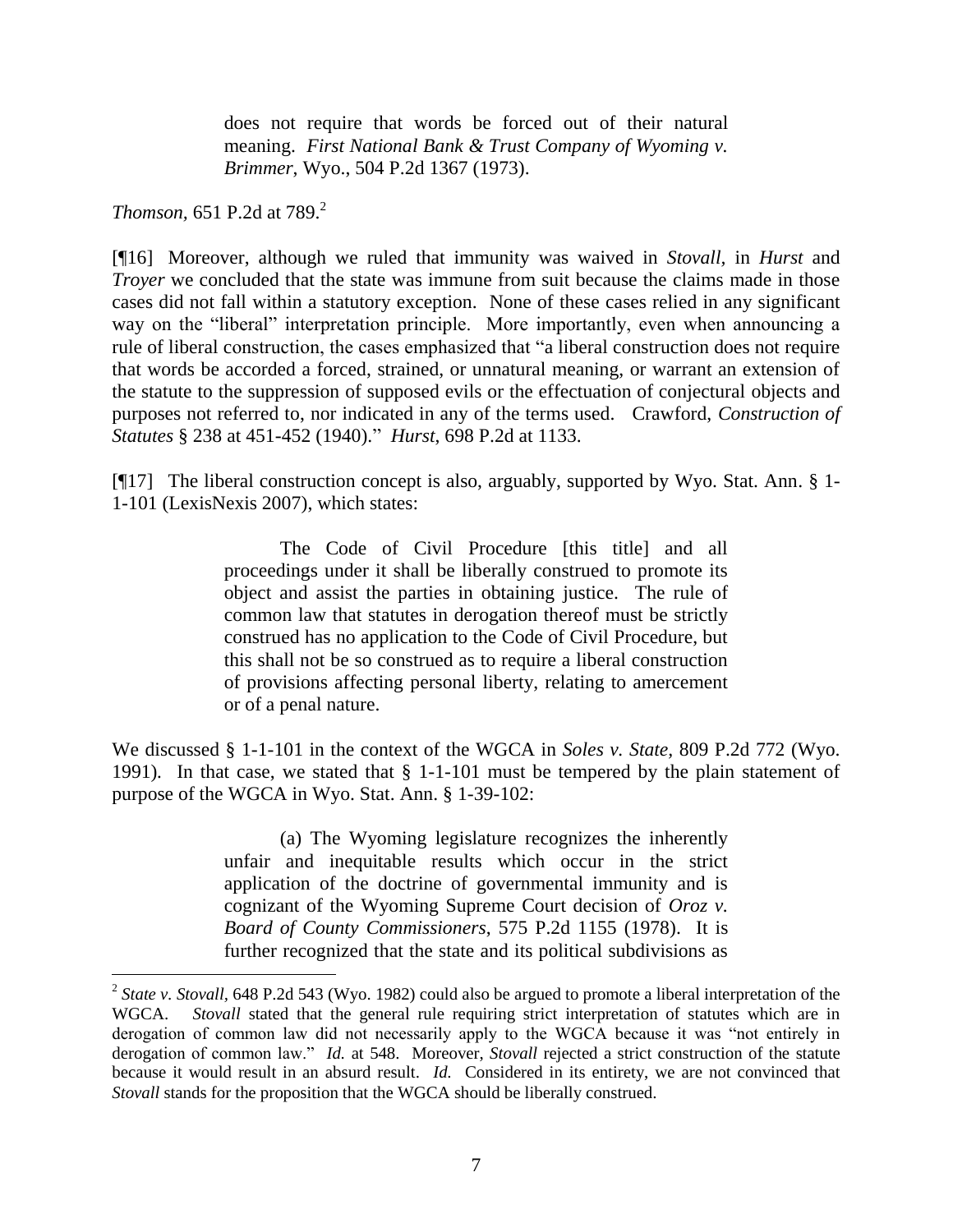> does not require that words be forced out of their natural meaning. *First National Bank & Trust Company of Wyoming v. Brimmer*, Wyo., 504 P.2d 1367 (1973).

*Thomson*, 651 P.2d at 789.[2]

[¶16] Moreover, although we ruled that immunity was waived in *Stovall*, in *Hurst* and *Troyer* we concluded that the state was immune from suit because the claims made in those cases did not fall within a statutory exception. None of these cases relied in any significant way on the "liberal" interpretation principle. More importantly, even when announcing a rule of liberal construction, the cases emphasized that "a liberal construction does not require that words be accorded a forced, strained, or unnatural meaning, or warrant an extension of the statute to the suppression of supposed evils or the effectuation of conjectural objects and purposes not referred to, nor indicated in any of the terms used. Crawford, *Construction of Statutes* § 238 at 451-452 (1940)." *Hurst*, 698 P.2d at 1133.

[¶17] The liberal construction concept is also, arguably, supported by Wyo. Stat. Ann. § 1-1-101 (LexisNexis 2007), which states:

> The Code of Civil Procedure [this title] and all proceedings under it shall be liberally construed to promote its object and assist the parties in obtaining justice. The rule of common law that statutes in derogation thereof must be strictly construed has no application to the Code of Civil Procedure, but this shall not be so construed as to require a liberal construction of provisions affecting personal liberty, relating to amercement or of a penal nature.

We discussed § 1-1-101 in the context of the WGCA in *Soles v. State*, 809 P.2d 772 (Wyo. 1991). In that case, we stated that § 1-1-101 must be tempered by the plain statement of purpose of the WGCA in Wyo. Stat. Ann. § 1-39-102:

> (a) The Wyoming legislature recognizes the inherently unfair and inequitable results which occur in the strict application of the doctrine of governmental immunity and is cognizant of the Wyoming Supreme Court decision of *Oroz v. Board of County Commissioners*, 575 P.2d 1155 (1978). It is further recognized that the state and its political subdivisions as

---

[2] *State v. Stovall*, 648 P.2d 543 (Wyo. 1982) could also be argued to promote a liberal interpretation of the WGCA. *Stovall* stated that the general rule requiring strict interpretation of statutes which are in derogation of common law did not necessarily apply to the WGCA because it was "not entirely in derogation of common law." *Id.* at 548. Moreover, *Stovall* rejected a strict construction of the statute because it would result in an absurd result. *Id.* Considered in its entirety, we are not convinced that *Stovall* stands for the proposition that the WGCA should be liberally construed.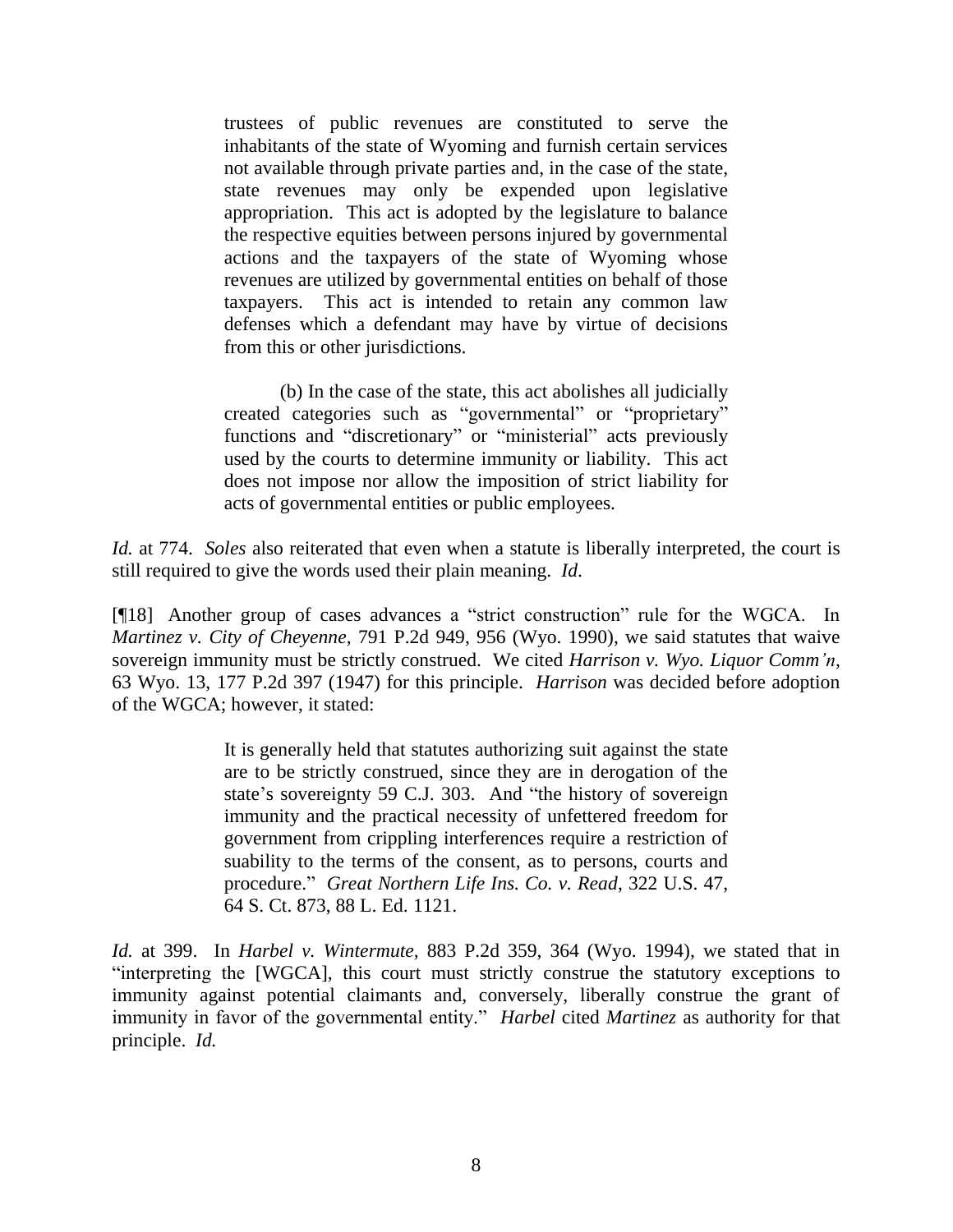> trustees of public revenues are constituted to serve the inhabitants of the state of Wyoming and furnish certain services not available through private parties and, in the case of the state, state revenues may only be expended upon legislative appropriation. This act is adopted by the legislature to balance the respective equities between persons injured by governmental actions and the taxpayers of the state of Wyoming whose revenues are utilized by governmental entities on behalf of those taxpayers. This act is intended to retain any common law defenses which a defendant may have by virtue of decisions from this or other jurisdictions.
>
> (b) In the case of the state, this act abolishes all judicially created categories such as "governmental" or "proprietary" functions and "discretionary" or "ministerial" acts previously used by the courts to determine immunity or liability. This act does not impose nor allow the imposition of strict liability for acts of governmental entities or public employees.

*Id.* at 774. *Soles* also reiterated that even when a statute is liberally interpreted, the court is still required to give the words used their plain meaning. *Id.*

[¶18] Another group of cases advances a "strict construction" rule for the WGCA. In *Martinez v. City of Cheyenne*, 791 P.2d 949, 956 (Wyo. 1990), we said statutes that waive sovereign immunity must be strictly construed. We cited *Harrison v. Wyo. Liquor Comm'n*, 63 Wyo. 13, 177 P.2d 397 (1947) for this principle. *Harrison* was decided before adoption of the WGCA; however, it stated:

> It is generally held that statutes authorizing suit against the state are to be strictly construed, since they are in derogation of the state's sovereignty 59 C.J. 303. And "the history of sovereign immunity and the practical necessity of unfettered freedom for government from crippling interferences require a restriction of suability to the terms of the consent, as to persons, courts and procedure." *Great Northern Life Ins. Co. v. Read*, 322 U.S. 47, 64 S. Ct. 873, 88 L. Ed. 1121.

*Id.* at 399. In *Harbel v. Wintermute*, 883 P.2d 359, 364 (Wyo. 1994), we stated that in "interpreting the [WGCA], this court must strictly construe the statutory exceptions to immunity against potential claimants and, conversely, liberally construe the grant of immunity in favor of the governmental entity." *Harbel* cited *Martinez* as authority for that principle. *Id.*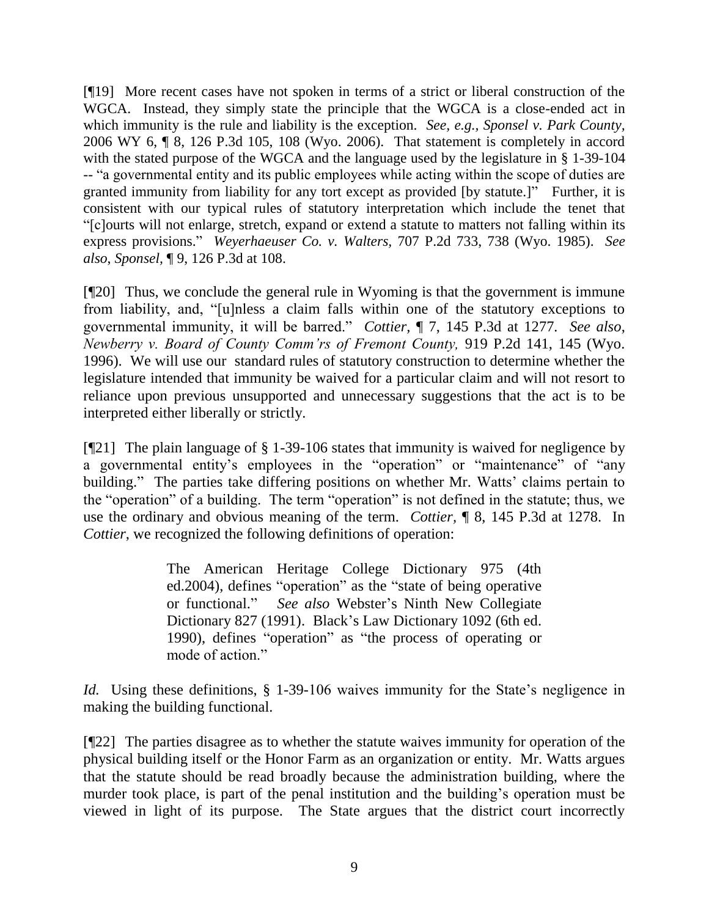[¶19] More recent cases have not spoken in terms of a strict or liberal construction of the WGCA. Instead, they simply state the principle that the WGCA is a close-ended act in which immunity is the rule and liability is the exception. *See, e.g.*, *Sponsel v. Park County*, 2006 WY 6, ¶ 8, 126 P.3d 105, 108 (Wyo. 2006). That statement is completely in accord with the stated purpose of the WGCA and the language used by the legislature in § 1-39-104 -- "a governmental entity and its public employees while acting within the scope of duties are granted immunity from liability for any tort except as provided [by statute.]" Further, it is consistent with our typical rules of statutory interpretation which include the tenet that "[c]ourts will not enlarge, stretch, expand or extend a statute to matters not falling within its express provisions." *Weyerhaeuser Co. v. Walters,* 707 P.2d 733, 738 (Wyo. 1985). *See also*, *Sponsel,* ¶ 9, 126 P.3d at 108.

[¶20] Thus, we conclude the general rule in Wyoming is that the government is immune from liability, and, "[u]nless a claim falls within one of the statutory exceptions to governmental immunity, it will be barred." *Cottier*, ¶ 7, 145 P.3d at 1277. *See also*, *Newberry v. Board of County Comm'rs of Fremont County,* 919 P.2d 141, 145 (Wyo. 1996). We will use our standard rules of statutory construction to determine whether the legislature intended that immunity be waived for a particular claim and will not resort to reliance upon previous unsupported and unnecessary suggestions that the act is to be interpreted either liberally or strictly.

[¶21] The plain language of § 1-39-106 states that immunity is waived for negligence by a governmental entity's employees in the "operation" or "maintenance" of "any building." The parties take differing positions on whether Mr. Watts' claims pertain to the "operation" of a building. The term "operation" is not defined in the statute; thus, we use the ordinary and obvious meaning of the term. *Cottier*, ¶ 8, 145 P.3d at 1278. In *Cottier*, we recognized the following definitions of operation:

> The American Heritage College Dictionary 975 (4th ed.2004), defines "operation" as the "state of being operative or functional." *See also* Webster's Ninth New Collegiate Dictionary 827 (1991). Black's Law Dictionary 1092 (6th ed. 1990), defines "operation" as "the process of operating or mode of action."

*Id.* Using these definitions, § 1-39-106 waives immunity for the State's negligence in making the building functional.

[¶22] The parties disagree as to whether the statute waives immunity for operation of the physical building itself or the Honor Farm as an organization or entity. Mr. Watts argues that the statute should be read broadly because the administration building, where the murder took place, is part of the penal institution and the building's operation must be viewed in light of its purpose. The State argues that the district court incorrectly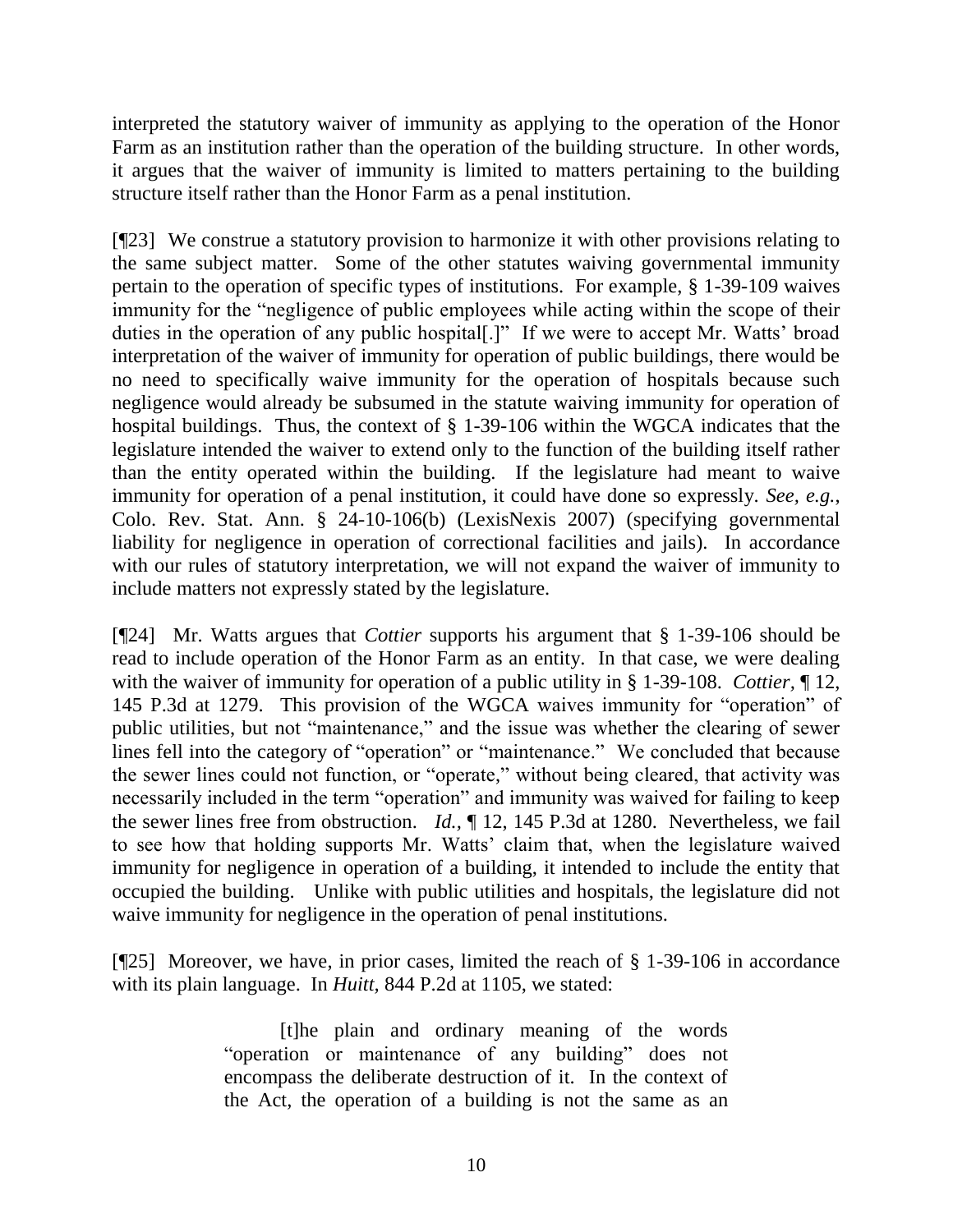interpreted the statutory waiver of immunity as applying to the operation of the Honor Farm as an institution rather than the operation of the building structure. In other words, it argues that the waiver of immunity is limited to matters pertaining to the building structure itself rather than the Honor Farm as a penal institution.

[¶23] We construe a statutory provision to harmonize it with other provisions relating to the same subject matter. Some of the other statutes waiving governmental immunity pertain to the operation of specific types of institutions. For example, § 1-39-109 waives immunity for the "negligence of public employees while acting within the scope of their duties in the operation of any public hospital[.]" If we were to accept Mr. Watts' broad interpretation of the waiver of immunity for operation of public buildings, there would be no need to specifically waive immunity for the operation of hospitals because such negligence would already be subsumed in the statute waiving immunity for operation of hospital buildings. Thus, the context of § 1-39-106 within the WGCA indicates that the legislature intended the waiver to extend only to the function of the building itself rather than the entity operated within the building. If the legislature had meant to waive immunity for operation of a penal institution, it could have done so expressly. *See, e.g.*, Colo. Rev. Stat. Ann. § 24-10-106(b) (LexisNexis 2007) (specifying governmental liability for negligence in operation of correctional facilities and jails). In accordance with our rules of statutory interpretation, we will not expand the waiver of immunity to include matters not expressly stated by the legislature.

[¶24] Mr. Watts argues that *Cottier* supports his argument that § 1-39-106 should be read to include operation of the Honor Farm as an entity. In that case, we were dealing with the waiver of immunity for operation of a public utility in § 1-39-108. *Cottier*, ¶ 12, 145 P.3d at 1279. This provision of the WGCA waives immunity for "operation" of public utilities, but not "maintenance," and the issue was whether the clearing of sewer lines fell into the category of "operation" or "maintenance." We concluded that because the sewer lines could not function, or "operate," without being cleared, that activity was necessarily included in the term "operation" and immunity was waived for failing to keep the sewer lines free from obstruction. *Id.*, ¶ 12, 145 P.3d at 1280. Nevertheless, we fail to see how that holding supports Mr. Watts' claim that, when the legislature waived immunity for negligence in operation of a building, it intended to include the entity that occupied the building. Unlike with public utilities and hospitals, the legislature did not waive immunity for negligence in the operation of penal institutions.

[¶25] Moreover, we have, in prior cases, limited the reach of § 1-39-106 in accordance with its plain language. In *Huitt,* 844 P.2d at 1105, we stated:

> [t]he plain and ordinary meaning of the words "operation or maintenance of any building" does not encompass the deliberate destruction of it. In the context of the Act, the operation of a building is not the same as an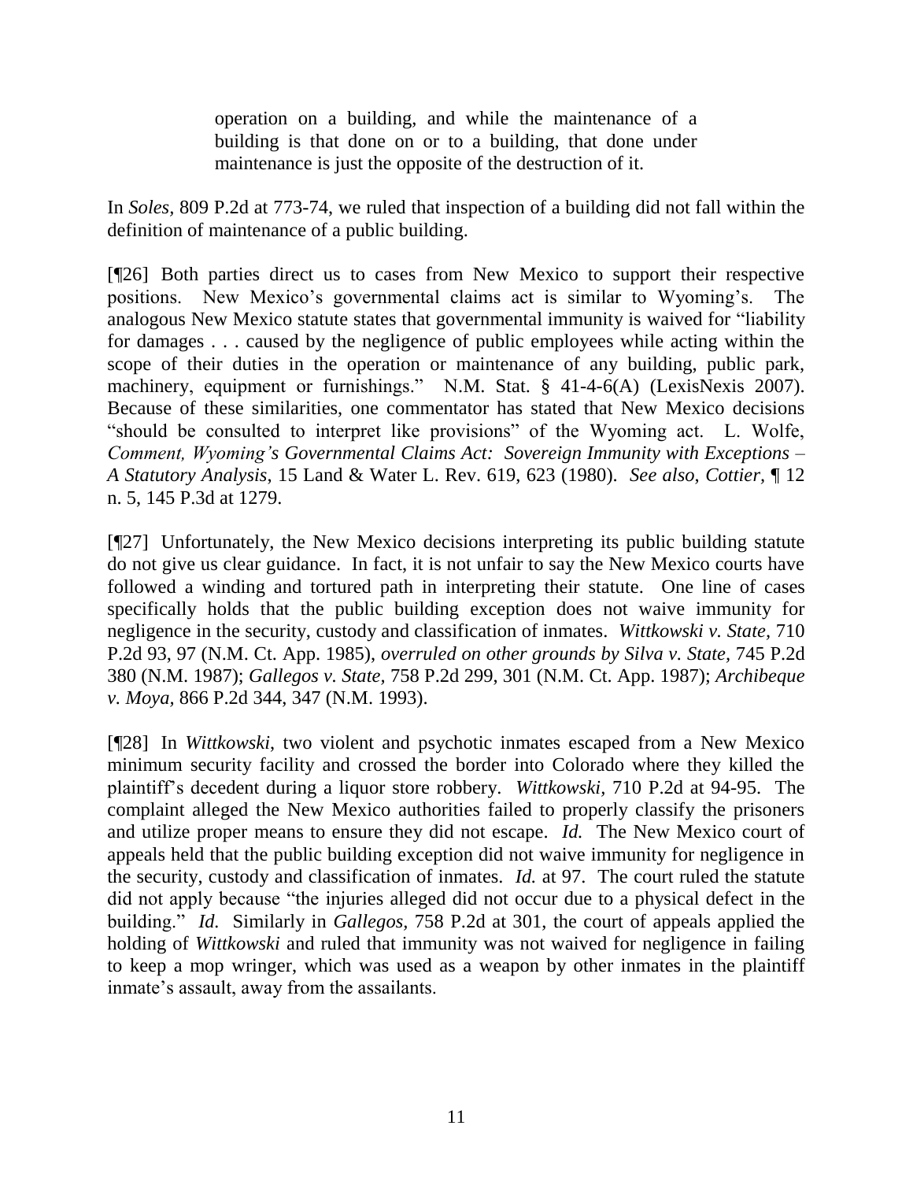> operation on a building, and while the maintenance of a building is that done on or to a building, that done under maintenance is just the opposite of the destruction of it.

In *Soles*, 809 P.2d at 773-74, we ruled that inspection of a building did not fall within the definition of maintenance of a public building.

[¶26] Both parties direct us to cases from New Mexico to support their respective positions. New Mexico's governmental claims act is similar to Wyoming's. The analogous New Mexico statute states that governmental immunity is waived for "liability for damages . . . caused by the negligence of public employees while acting within the scope of their duties in the operation or maintenance of any building, public park, machinery, equipment or furnishings." N.M. Stat. § 41-4-6(A) (LexisNexis 2007). Because of these similarities, one commentator has stated that New Mexico decisions "should be consulted to interpret like provisions" of the Wyoming act. L. Wolfe, *Comment, Wyoming's Governmental Claims Act: Sovereign Immunity with Exceptions – A Statutory Analysis*, 15 Land & Water L. Rev. 619, 623 (1980). *See also*, *Cottier*, ¶ 12 n. 5, 145 P.3d at 1279.

[¶27] Unfortunately, the New Mexico decisions interpreting its public building statute do not give us clear guidance. In fact, it is not unfair to say the New Mexico courts have followed a winding and tortured path in interpreting their statute. One line of cases specifically holds that the public building exception does not waive immunity for negligence in the security, custody and classification of inmates. *Wittkowski v. State,* 710 P.2d 93, 97 (N.M. Ct. App. 1985), *overruled on other grounds by Silva v. State*, 745 P.2d 380 (N.M. 1987); *Gallegos v. State,* 758 P.2d 299, 301 (N.M. Ct. App. 1987); *Archibeque v. Moya,* 866 P.2d 344, 347 (N.M. 1993).

[¶28] In *Wittkowski*, two violent and psychotic inmates escaped from a New Mexico minimum security facility and crossed the border into Colorado where they killed the plaintiff's decedent during a liquor store robbery. *Wittkowski,* 710 P.2d at 94-95. The complaint alleged the New Mexico authorities failed to properly classify the prisoners and utilize proper means to ensure they did not escape. *Id.* The New Mexico court of appeals held that the public building exception did not waive immunity for negligence in the security, custody and classification of inmates. *Id.* at 97. The court ruled the statute did not apply because "the injuries alleged did not occur due to a physical defect in the building." *Id.* Similarly in *Gallegos*, 758 P.2d at 301, the court of appeals applied the holding of *Wittkowski* and ruled that immunity was not waived for negligence in failing to keep a mop wringer, which was used as a weapon by other inmates in the plaintiff inmate's assault, away from the assailants.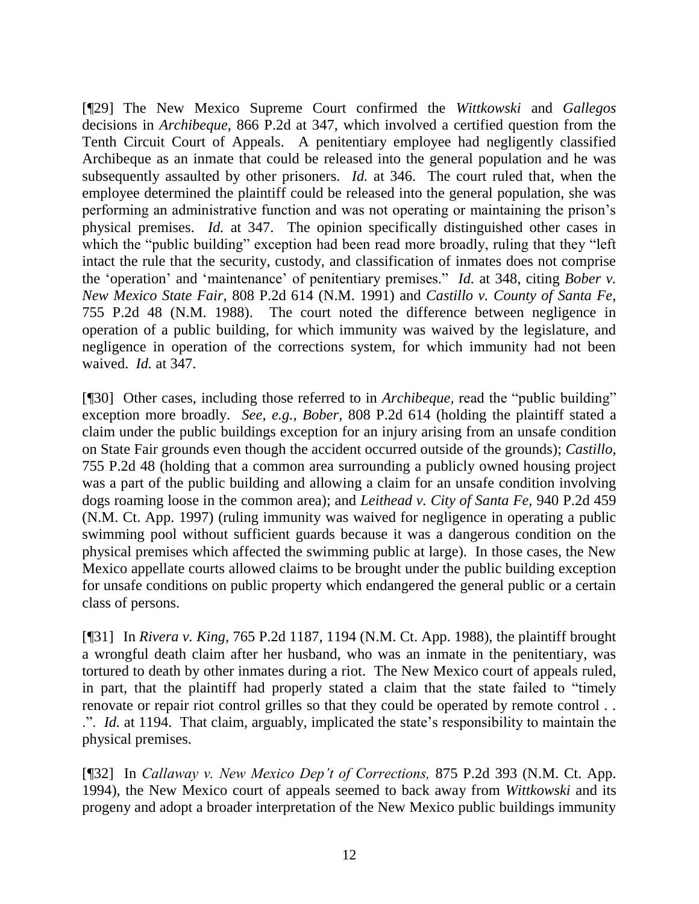[¶29] The New Mexico Supreme Court confirmed the *Wittkowski* and *Gallegos* decisions in *Archibeque*, 866 P.2d at 347, which involved a certified question from the Tenth Circuit Court of Appeals. A penitentiary employee had negligently classified Archibeque as an inmate that could be released into the general population and he was subsequently assaulted by other prisoners. *Id.* at 346. The court ruled that, when the employee determined the plaintiff could be released into the general population, she was performing an administrative function and was not operating or maintaining the prison's physical premises. *Id.* at 347. The opinion specifically distinguished other cases in which the "public building" exception had been read more broadly, ruling that they "left intact the rule that the security, custody, and classification of inmates does not comprise the 'operation' and 'maintenance' of penitentiary premises." *Id.* at 348, citing *Bober v. New Mexico State Fair,* 808 P.2d 614 (N.M. 1991) and *Castillo v. County of Santa Fe,* 755 P.2d 48 (N.M. 1988). The court noted the difference between negligence in operation of a public building, for which immunity was waived by the legislature, and negligence in operation of the corrections system, for which immunity had not been waived. *Id.* at 347.

[¶30] Other cases, including those referred to in *Archibeque*, read the "public building" exception more broadly. *See, e.g., Bober*, 808 P.2d 614 (holding the plaintiff stated a claim under the public buildings exception for an injury arising from an unsafe condition on State Fair grounds even though the accident occurred outside of the grounds); *Castillo,* 755 P.2d 48 (holding that a common area surrounding a publicly owned housing project was a part of the public building and allowing a claim for an unsafe condition involving dogs roaming loose in the common area); and *Leithead v. City of Santa Fe*, 940 P.2d 459 (N.M. Ct. App. 1997) (ruling immunity was waived for negligence in operating a public swimming pool without sufficient guards because it was a dangerous condition on the physical premises which affected the swimming public at large). In those cases, the New Mexico appellate courts allowed claims to be brought under the public building exception for unsafe conditions on public property which endangered the general public or a certain class of persons.

[¶31] In *Rivera v. King,* 765 P.2d 1187, 1194 (N.M. Ct. App. 1988), the plaintiff brought a wrongful death claim after her husband, who was an inmate in the penitentiary, was tortured to death by other inmates during a riot. The New Mexico court of appeals ruled, in part, that the plaintiff had properly stated a claim that the state failed to "timely renovate or repair riot control grilles so that they could be operated by remote control . . .". *Id.* at 1194. That claim, arguably, implicated the state's responsibility to maintain the physical premises.

[¶32] In *Callaway v. New Mexico Dep't of Corrections,* 875 P.2d 393 (N.M. Ct. App. 1994), the New Mexico court of appeals seemed to back away from *Wittkowski* and its progeny and adopt a broader interpretation of the New Mexico public buildings immunity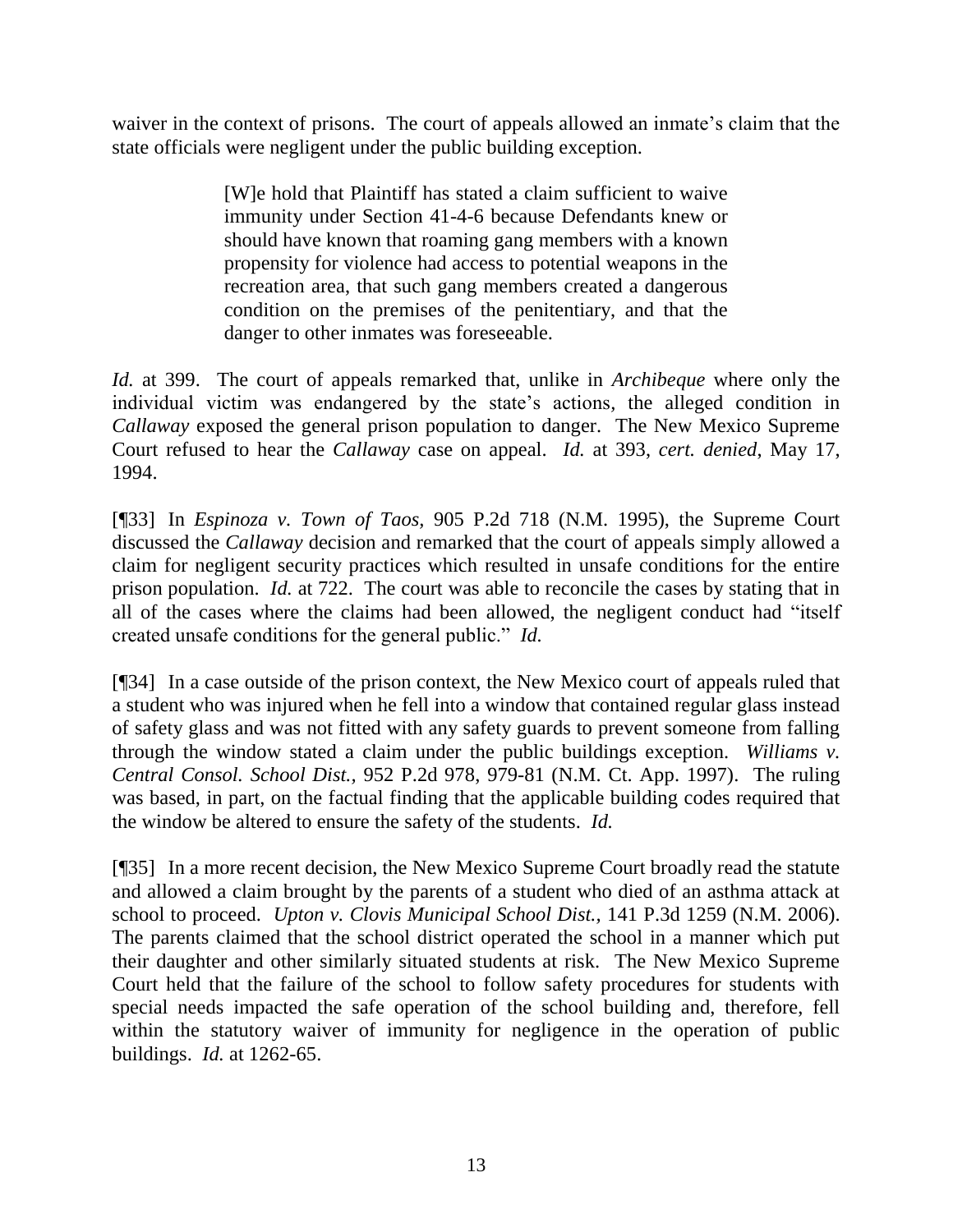waiver in the context of prisons. The court of appeals allowed an inmate's claim that the state officials were negligent under the public building exception.

> [W]e hold that Plaintiff has stated a claim sufficient to waive immunity under Section 41-4-6 because Defendants knew or should have known that roaming gang members with a known propensity for violence had access to potential weapons in the recreation area, that such gang members created a dangerous condition on the premises of the penitentiary, and that the danger to other inmates was foreseeable.

*Id.* at 399. The court of appeals remarked that, unlike in *Archibeque* where only the individual victim was endangered by the state's actions, the alleged condition in *Callaway* exposed the general prison population to danger. The New Mexico Supreme Court refused to hear the *Callaway* case on appeal. *Id.* at 393, *cert. denied*, May 17, 1994.

[¶33] In *Espinoza v. Town of Taos,* 905 P.2d 718 (N.M. 1995), the Supreme Court discussed the *Callaway* decision and remarked that the court of appeals simply allowed a claim for negligent security practices which resulted in unsafe conditions for the entire prison population. *Id.* at 722. The court was able to reconcile the cases by stating that in all of the cases where the claims had been allowed, the negligent conduct had "itself created unsafe conditions for the general public." *Id.*

[¶34] In a case outside of the prison context, the New Mexico court of appeals ruled that a student who was injured when he fell into a window that contained regular glass instead of safety glass and was not fitted with any safety guards to prevent someone from falling through the window stated a claim under the public buildings exception. *Williams v. Central Consol. School Dist.*, 952 P.2d 978, 979-81 (N.M. Ct. App. 1997). The ruling was based, in part, on the factual finding that the applicable building codes required that the window be altered to ensure the safety of the students. *Id.*

[¶35] In a more recent decision, the New Mexico Supreme Court broadly read the statute and allowed a claim brought by the parents of a student who died of an asthma attack at school to proceed. *Upton v. Clovis Municipal School Dist.*, 141 P.3d 1259 (N.M. 2006). The parents claimed that the school district operated the school in a manner which put their daughter and other similarly situated students at risk. The New Mexico Supreme Court held that the failure of the school to follow safety procedures for students with special needs impacted the safe operation of the school building and, therefore, fell within the statutory waiver of immunity for negligence in the operation of public buildings. *Id.* at 1262-65.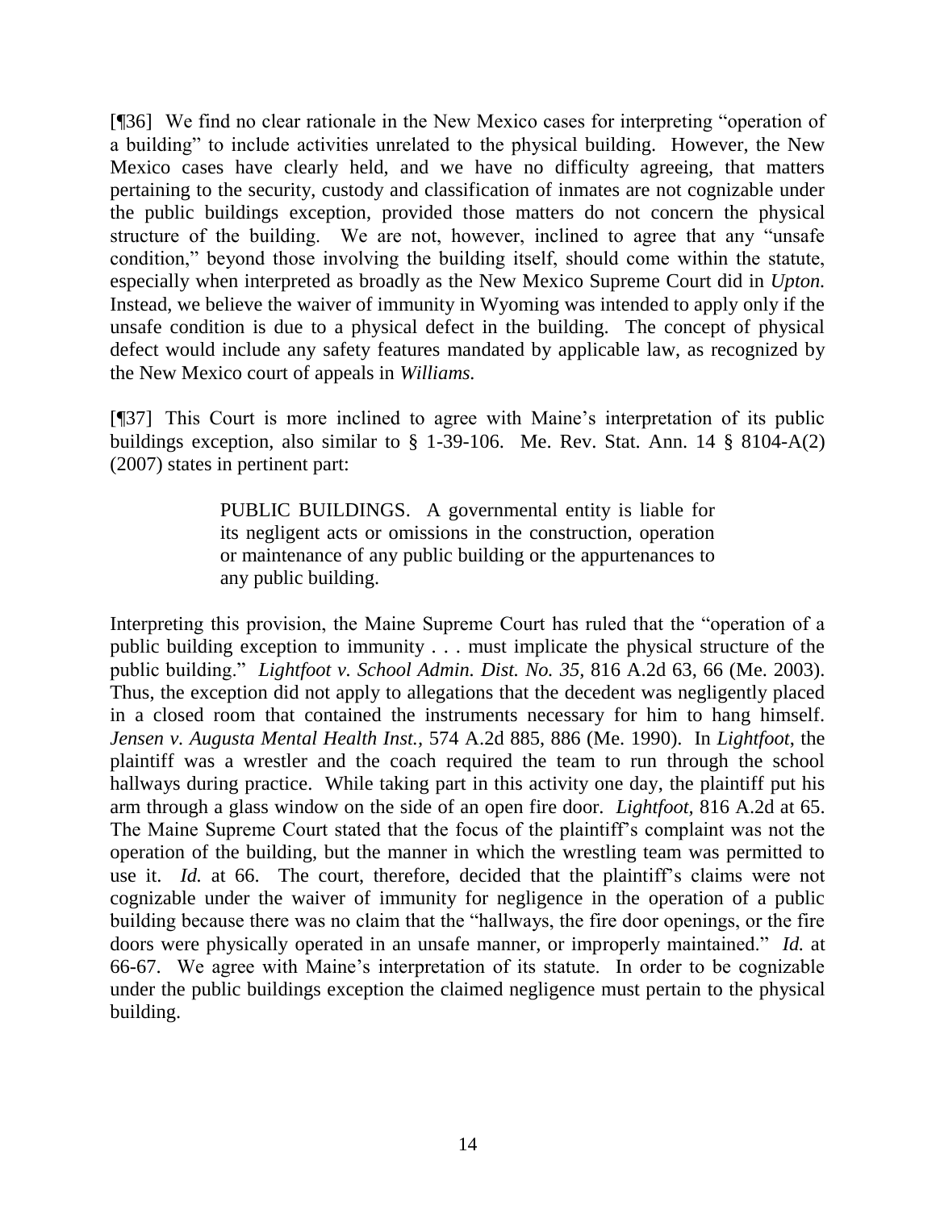[¶36] We find no clear rationale in the New Mexico cases for interpreting "operation of a building" to include activities unrelated to the physical building. However, the New Mexico cases have clearly held, and we have no difficulty agreeing, that matters pertaining to the security, custody and classification of inmates are not cognizable under the public buildings exception, provided those matters do not concern the physical structure of the building. We are not, however, inclined to agree that any "unsafe condition," beyond those involving the building itself, should come within the statute, especially when interpreted as broadly as the New Mexico Supreme Court did in *Upton.* Instead, we believe the waiver of immunity in Wyoming was intended to apply only if the unsafe condition is due to a physical defect in the building. The concept of physical defect would include any safety features mandated by applicable law, as recognized by the New Mexico court of appeals in *Williams.*

[¶37] This Court is more inclined to agree with Maine's interpretation of its public buildings exception, also similar to § 1-39-106. Me. Rev. Stat. Ann. 14 § 8104-A(2) (2007) states in pertinent part:

> PUBLIC BUILDINGS. A governmental entity is liable for its negligent acts or omissions in the construction, operation or maintenance of any public building or the appurtenances to any public building.

Interpreting this provision, the Maine Supreme Court has ruled that the "operation of a public building exception to immunity . . . must implicate the physical structure of the public building." *Lightfoot v. School Admin. Dist. No. 35*, 816 A.2d 63, 66 (Me. 2003). Thus, the exception did not apply to allegations that the decedent was negligently placed in a closed room that contained the instruments necessary for him to hang himself. *Jensen v. Augusta Mental Health Inst.,* 574 A.2d 885, 886 (Me. 1990). In *Lightfoot*, the plaintiff was a wrestler and the coach required the team to run through the school hallways during practice. While taking part in this activity one day, the plaintiff put his arm through a glass window on the side of an open fire door. *Lightfoot,* 816 A.2d at 65. The Maine Supreme Court stated that the focus of the plaintiff's complaint was not the operation of the building, but the manner in which the wrestling team was permitted to use it. *Id.* at 66. The court, therefore, decided that the plaintiff's claims were not cognizable under the waiver of immunity for negligence in the operation of a public building because there was no claim that the "hallways, the fire door openings, or the fire doors were physically operated in an unsafe manner, or improperly maintained." *Id.* at 66-67. We agree with Maine's interpretation of its statute. In order to be cognizable under the public buildings exception the claimed negligence must pertain to the physical building.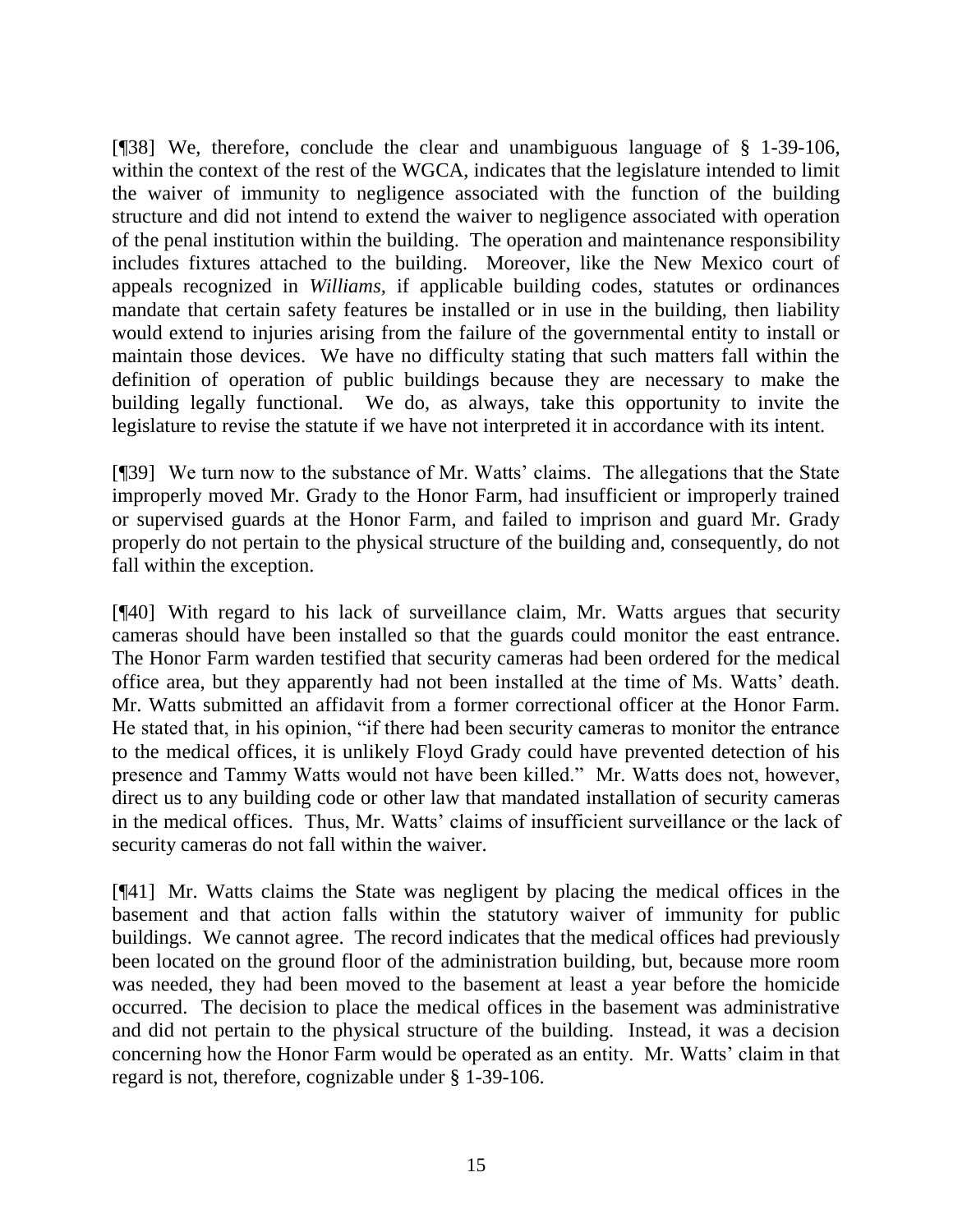[¶38] We, therefore, conclude the clear and unambiguous language of § 1-39-106, within the context of the rest of the WGCA, indicates that the legislature intended to limit the waiver of immunity to negligence associated with the function of the building structure and did not intend to extend the waiver to negligence associated with operation of the penal institution within the building. The operation and maintenance responsibility includes fixtures attached to the building. Moreover, like the New Mexico court of appeals recognized in *Williams*, if applicable building codes, statutes or ordinances mandate that certain safety features be installed or in use in the building, then liability would extend to injuries arising from the failure of the governmental entity to install or maintain those devices. We have no difficulty stating that such matters fall within the definition of operation of public buildings because they are necessary to make the building legally functional. We do, as always, take this opportunity to invite the legislature to revise the statute if we have not interpreted it in accordance with its intent.

[¶39] We turn now to the substance of Mr. Watts' claims. The allegations that the State improperly moved Mr. Grady to the Honor Farm, had insufficient or improperly trained or supervised guards at the Honor Farm, and failed to imprison and guard Mr. Grady properly do not pertain to the physical structure of the building and, consequently, do not fall within the exception.

[¶40] With regard to his lack of surveillance claim, Mr. Watts argues that security cameras should have been installed so that the guards could monitor the east entrance. The Honor Farm warden testified that security cameras had been ordered for the medical office area, but they apparently had not been installed at the time of Ms. Watts' death. Mr. Watts submitted an affidavit from a former correctional officer at the Honor Farm. He stated that, in his opinion, "if there had been security cameras to monitor the entrance to the medical offices, it is unlikely Floyd Grady could have prevented detection of his presence and Tammy Watts would not have been killed." Mr. Watts does not, however, direct us to any building code or other law that mandated installation of security cameras in the medical offices. Thus, Mr. Watts' claims of insufficient surveillance or the lack of security cameras do not fall within the waiver.

[¶41] Mr. Watts claims the State was negligent by placing the medical offices in the basement and that action falls within the statutory waiver of immunity for public buildings. We cannot agree. The record indicates that the medical offices had previously been located on the ground floor of the administration building, but, because more room was needed, they had been moved to the basement at least a year before the homicide occurred. The decision to place the medical offices in the basement was administrative and did not pertain to the physical structure of the building. Instead, it was a decision concerning how the Honor Farm would be operated as an entity. Mr. Watts' claim in that regard is not, therefore, cognizable under § 1-39-106.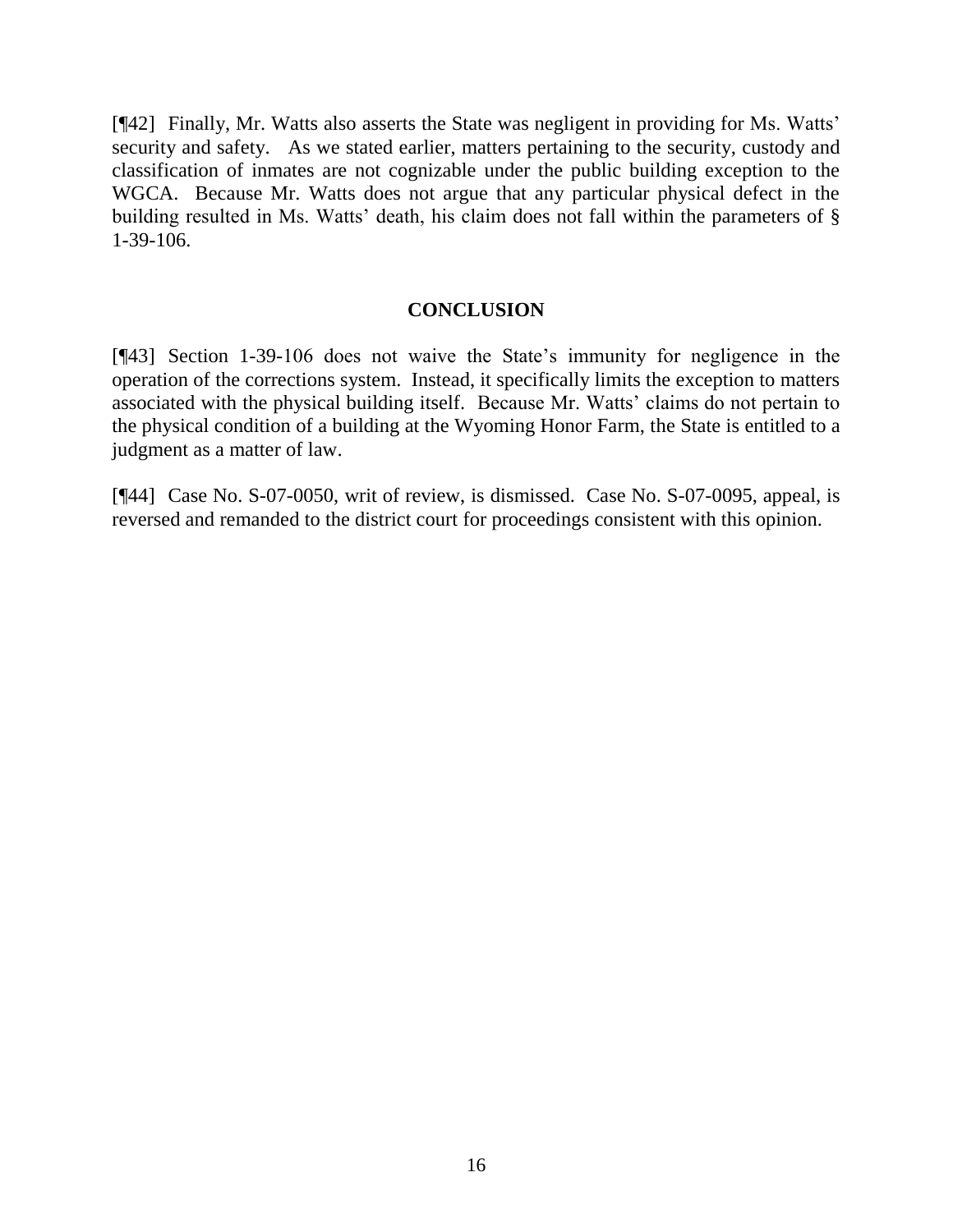[¶42] Finally, Mr. Watts also asserts the State was negligent in providing for Ms. Watts' security and safety. As we stated earlier, matters pertaining to the security, custody and classification of inmates are not cognizable under the public building exception to the WGCA. Because Mr. Watts does not argue that any particular physical defect in the building resulted in Ms. Watts' death, his claim does not fall within the parameters of § 1-39-106.

## CONCLUSION

[¶43] Section 1-39-106 does not waive the State's immunity for negligence in the operation of the corrections system. Instead, it specifically limits the exception to matters associated with the physical building itself. Because Mr. Watts' claims do not pertain to the physical condition of a building at the Wyoming Honor Farm, the State is entitled to a judgment as a matter of law.

[¶44] Case No. S-07-0050, writ of review, is dismissed. Case No. S-07-0095, appeal, is reversed and remanded to the district court for proceedings consistent with this opinion.